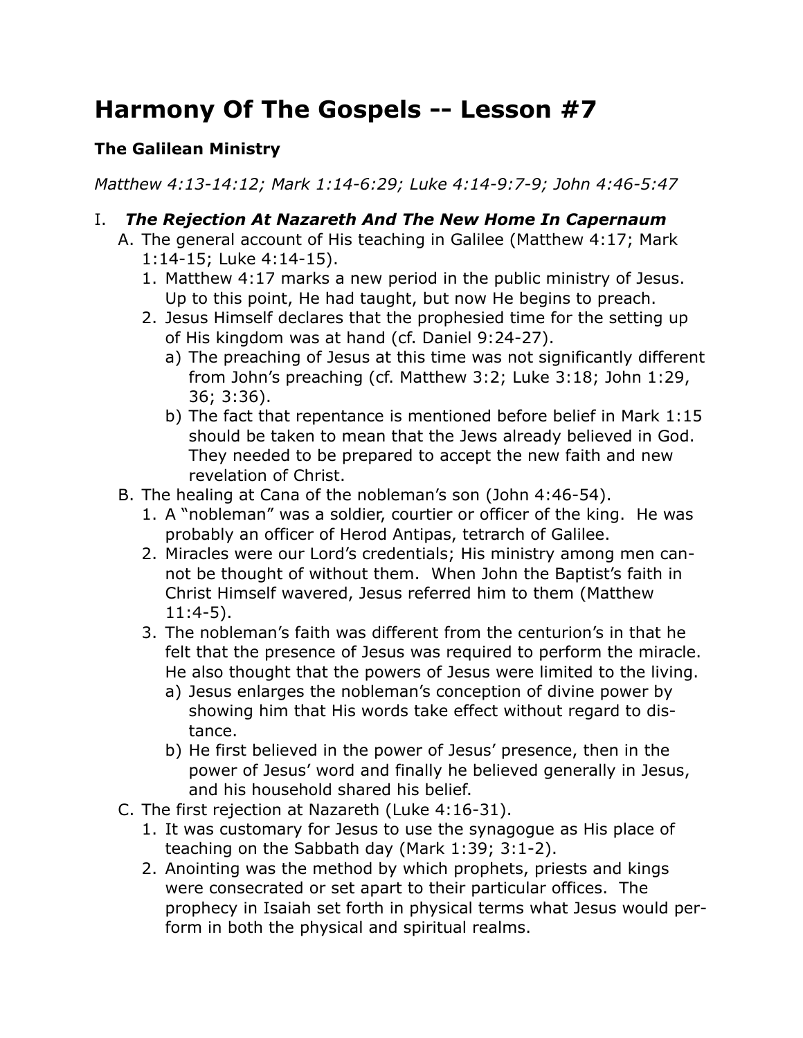# Harmony Of The Gospels -- Lesson #7

### The Galilean Ministry

*Matthew 4:13-14:12; Mark 1:14-6:29; Luke 4:14-9:7-9; John 4:46-5:47*

## I. *The Rejection At Nazareth And The New Home In Capernaum*

- A. The general account of His teaching in Galilee (Matthew 4:17; Mark 1:14-15; Luke 4:14-15).
  1. Matthew 4:17 marks a new period in the public ministry of Jesus. Up to this point, He had taught, but now He begins to preach.
  2. Jesus Himself declares that the prophesied time for the setting up of His kingdom was at hand (cf. Daniel 9:24-27).
     - a) The preaching of Jesus at this time was not significantly different from John's preaching (cf. Matthew 3:2; Luke 3:18; John 1:29, 36; 3:36).
     - b) The fact that repentance is mentioned before belief in Mark 1:15 should be taken to mean that the Jews already believed in God. They needed to be prepared to accept the new faith and new revelation of Christ.
- B. The healing at Cana of the nobleman's son (John 4:46-54).
  1. A "nobleman" was a soldier, courtier or officer of the king. He was probably an officer of Herod Antipas, tetrarch of Galilee.
  2. Miracles were our Lord's credentials; His ministry among men cannot be thought of without them. When John the Baptist's faith in Christ Himself wavered, Jesus referred him to them (Matthew 11:4-5).
  3. The nobleman's faith was different from the centurion's in that he felt that the presence of Jesus was required to perform the miracle. He also thought that the powers of Jesus were limited to the living.
     - a) Jesus enlarges the nobleman's conception of divine power by showing him that His words take effect without regard to distance.
     - b) He first believed in the power of Jesus' presence, then in the power of Jesus' word and finally he believed generally in Jesus, and his household shared his belief.
- C. The first rejection at Nazareth (Luke 4:16-31).
  1. It was customary for Jesus to use the synagogue as His place of teaching on the Sabbath day (Mark 1:39; 3:1-2).
  2. Anointing was the method by which prophets, priests and kings were consecrated or set apart to their particular offices. The prophecy in Isaiah set forth in physical terms what Jesus would perform in both the physical and spiritual realms.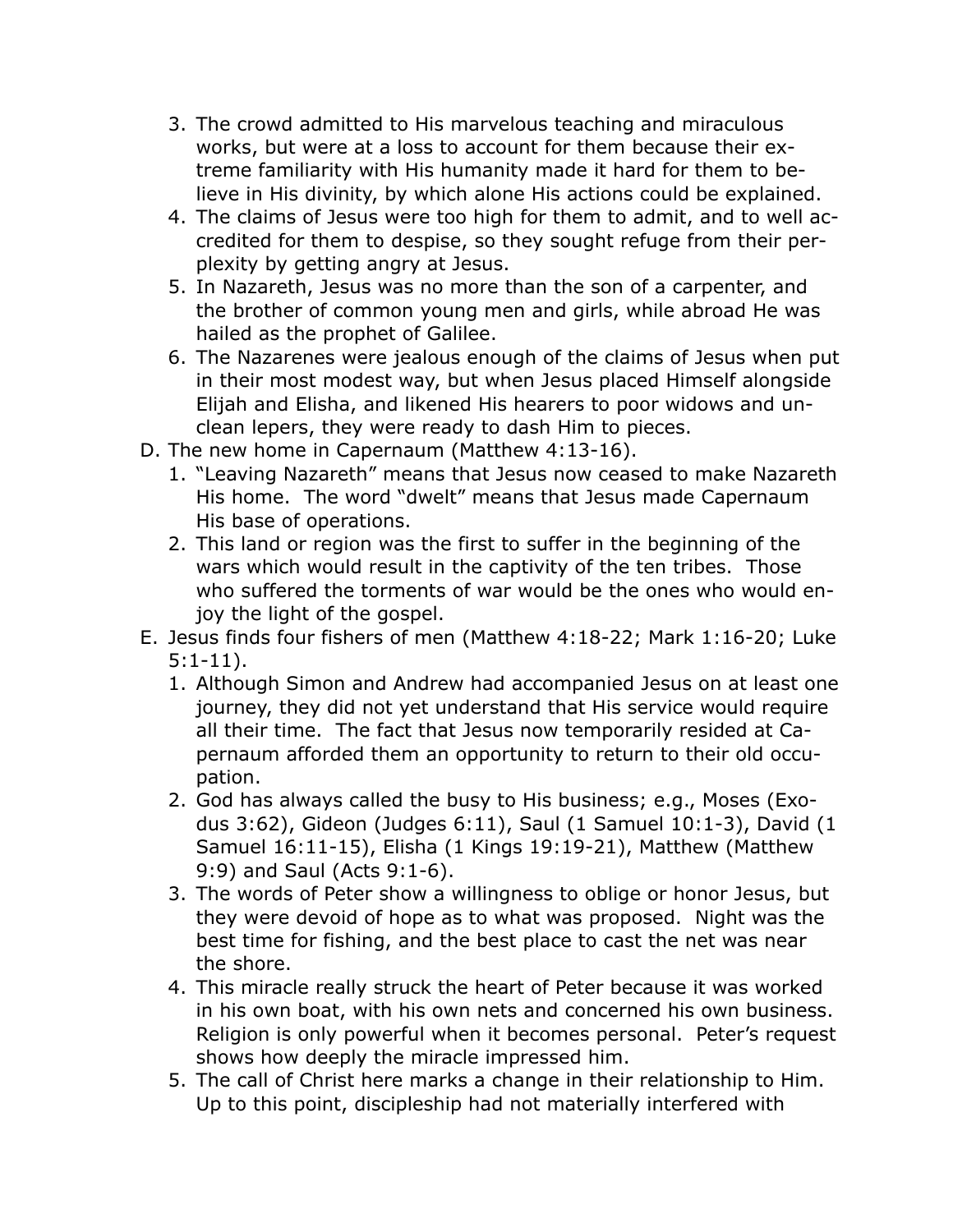3. The crowd admitted to His marvelous teaching and miraculous works, but were at a loss to account for them because their extreme familiarity with His humanity made it hard for them to believe in His divinity, by which alone His actions could be explained.
4. The claims of Jesus were too high for them to admit, and to well accredited for them to despise, so they sought refuge from their perplexity by getting angry at Jesus.
5. In Nazareth, Jesus was no more than the son of a carpenter, and the brother of common young men and girls, while abroad He was hailed as the prophet of Galilee.
6. The Nazarenes were jealous enough of the claims of Jesus when put in their most modest way, but when Jesus placed Himself alongside Elijah and Elisha, and likened His hearers to poor widows and unclean lepers, they were ready to dash Him to pieces.

D. The new home in Capernaum (Matthew 4:13-16).
   1. "Leaving Nazareth" means that Jesus now ceased to make Nazareth His home. The word "dwelt" means that Jesus made Capernaum His base of operations.
   2. This land or region was the first to suffer in the beginning of the wars which would result in the captivity of the ten tribes. Those who suffered the torments of war would be the ones who would enjoy the light of the gospel.

E. Jesus finds four fishers of men (Matthew 4:18-22; Mark 1:16-20; Luke 5:1-11).
   1. Although Simon and Andrew had accompanied Jesus on at least one journey, they did not yet understand that His service would require all their time. The fact that Jesus now temporarily resided at Capernaum afforded them an opportunity to return to their old occupation.
   2. God has always called the busy to His business; e.g., Moses (Exodus 3:62), Gideon (Judges 6:11), Saul (1 Samuel 10:1-3), David (1 Samuel 16:11-15), Elisha (1 Kings 19:19-21), Matthew (Matthew 9:9) and Saul (Acts 9:1-6).
   3. The words of Peter show a willingness to oblige or honor Jesus, but they were devoid of hope as to what was proposed. Night was the best time for fishing, and the best place to cast the net was near the shore.
   4. This miracle really struck the heart of Peter because it was worked in his own boat, with his own nets and concerned his own business. Religion is only powerful when it becomes personal. Peter's request shows how deeply the miracle impressed him.
   5. The call of Christ here marks a change in their relationship to Him. Up to this point, discipleship had not materially interfered with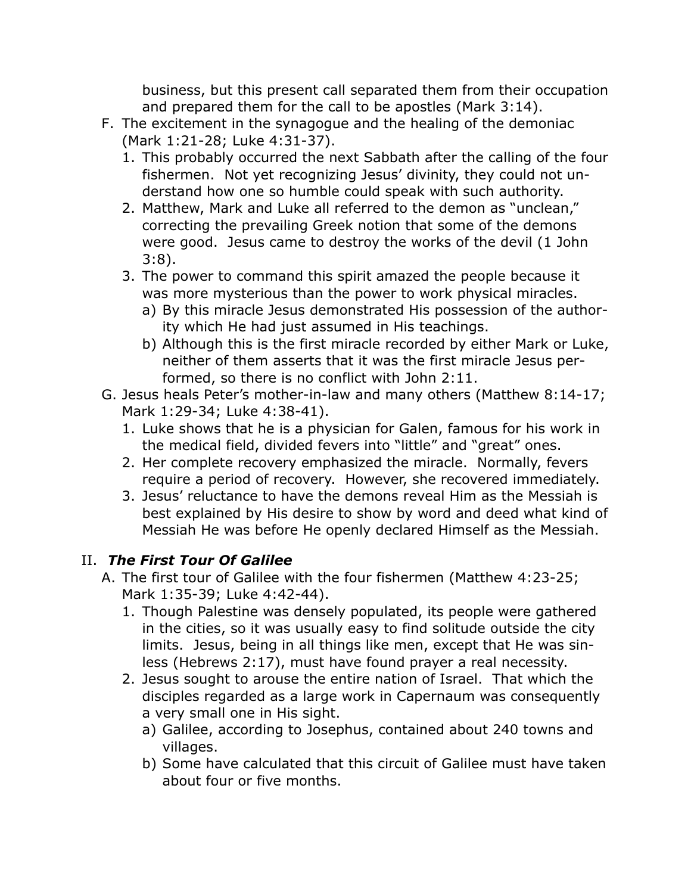business, but this present call separated them from their occupation and prepared them for the call to be apostles (Mark 3:14).

F. The excitement in the synagogue and the healing of the demoniac (Mark 1:21-28; Luke 4:31-37).
   1. This probably occurred the next Sabbath after the calling of the four fishermen. Not yet recognizing Jesus' divinity, they could not understand how one so humble could speak with such authority.
   2. Matthew, Mark and Luke all referred to the demon as "unclean," correcting the prevailing Greek notion that some of the demons were good. Jesus came to destroy the works of the devil (1 John 3:8).
   3. The power to command this spirit amazed the people because it was more mysterious than the power to work physical miracles.
      a) By this miracle Jesus demonstrated His possession of the authority which He had just assumed in His teachings.
      b) Although this is the first miracle recorded by either Mark or Luke, neither of them asserts that it was the first miracle Jesus performed, so there is no conflict with John 2:11.

G. Jesus heals Peter's mother-in-law and many others (Matthew 8:14-17; Mark 1:29-34; Luke 4:38-41).
   1. Luke shows that he is a physician for Galen, famous for his work in the medical field, divided fevers into "little" and "great" ones.
   2. Her complete recovery emphasized the miracle. Normally, fevers require a period of recovery. However, she recovered immediately.
   3. Jesus' reluctance to have the demons reveal Him as the Messiah is best explained by His desire to show by word and deed what kind of Messiah He was before He openly declared Himself as the Messiah.

## II. ***The First Tour Of Galilee***

A. The first tour of Galilee with the four fishermen (Matthew 4:23-25; Mark 1:35-39; Luke 4:42-44).
   1. Though Palestine was densely populated, its people were gathered in the cities, so it was usually easy to find solitude outside the city limits. Jesus, being in all things like men, except that He was sinless (Hebrews 2:17), must have found prayer a real necessity.
   2. Jesus sought to arouse the entire nation of Israel. That which the disciples regarded as a large work in Capernaum was consequently a very small one in His sight.
      a) Galilee, according to Josephus, contained about 240 towns and villages.
      b) Some have calculated that this circuit of Galilee must have taken about four or five months.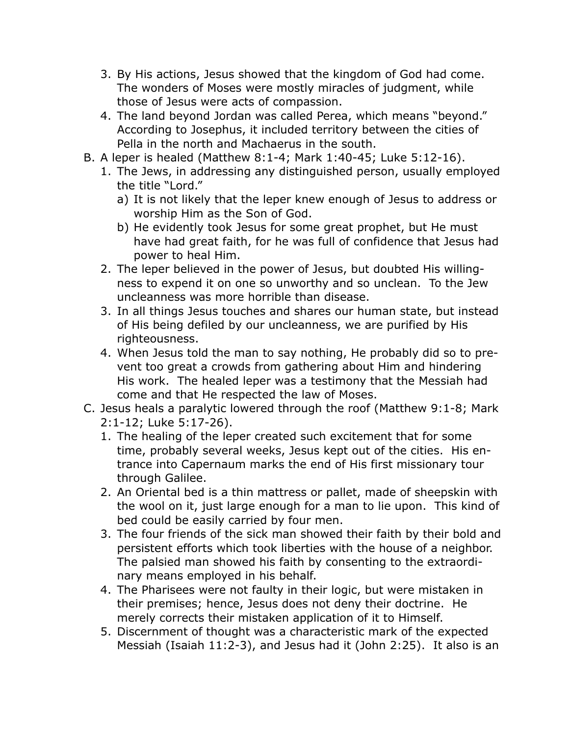3. By His actions, Jesus showed that the kingdom of God had come. The wonders of Moses were mostly miracles of judgment, while those of Jesus were acts of compassion.
4. The land beyond Jordan was called Perea, which means "beyond." According to Josephus, it included territory between the cities of Pella in the north and Machaerus in the south.

B. A leper is healed (Matthew 8:1-4; Mark 1:40-45; Luke 5:12-16).
   1. The Jews, in addressing any distinguished person, usually employed the title "Lord."
      a) It is not likely that the leper knew enough of Jesus to address or worship Him as the Son of God.
      b) He evidently took Jesus for some great prophet, but He must have had great faith, for he was full of confidence that Jesus had power to heal Him.
   2. The leper believed in the power of Jesus, but doubted His willingness to expend it on one so unworthy and so unclean. To the Jew uncleanness was more horrible than disease.
   3. In all things Jesus touches and shares our human state, but instead of His being defiled by our uncleanness, we are purified by His righteousness.
   4. When Jesus told the man to say nothing, He probably did so to prevent too great a crowds from gathering about Him and hindering His work. The healed leper was a testimony that the Messiah had come and that He respected the law of Moses.

C. Jesus heals a paralytic lowered through the roof (Matthew 9:1-8; Mark 2:1-12; Luke 5:17-26).
   1. The healing of the leper created such excitement that for some time, probably several weeks, Jesus kept out of the cities. His entrance into Capernaum marks the end of His first missionary tour through Galilee.
   2. An Oriental bed is a thin mattress or pallet, made of sheepskin with the wool on it, just large enough for a man to lie upon. This kind of bed could be easily carried by four men.
   3. The four friends of the sick man showed their faith by their bold and persistent efforts which took liberties with the house of a neighbor. The palsied man showed his faith by consenting to the extraordinary means employed in his behalf.
   4. The Pharisees were not faulty in their logic, but were mistaken in their premises; hence, Jesus does not deny their doctrine. He merely corrects their mistaken application of it to Himself.
   5. Discernment of thought was a characteristic mark of the expected Messiah (Isaiah 11:2-3), and Jesus had it (John 2:25). It also is an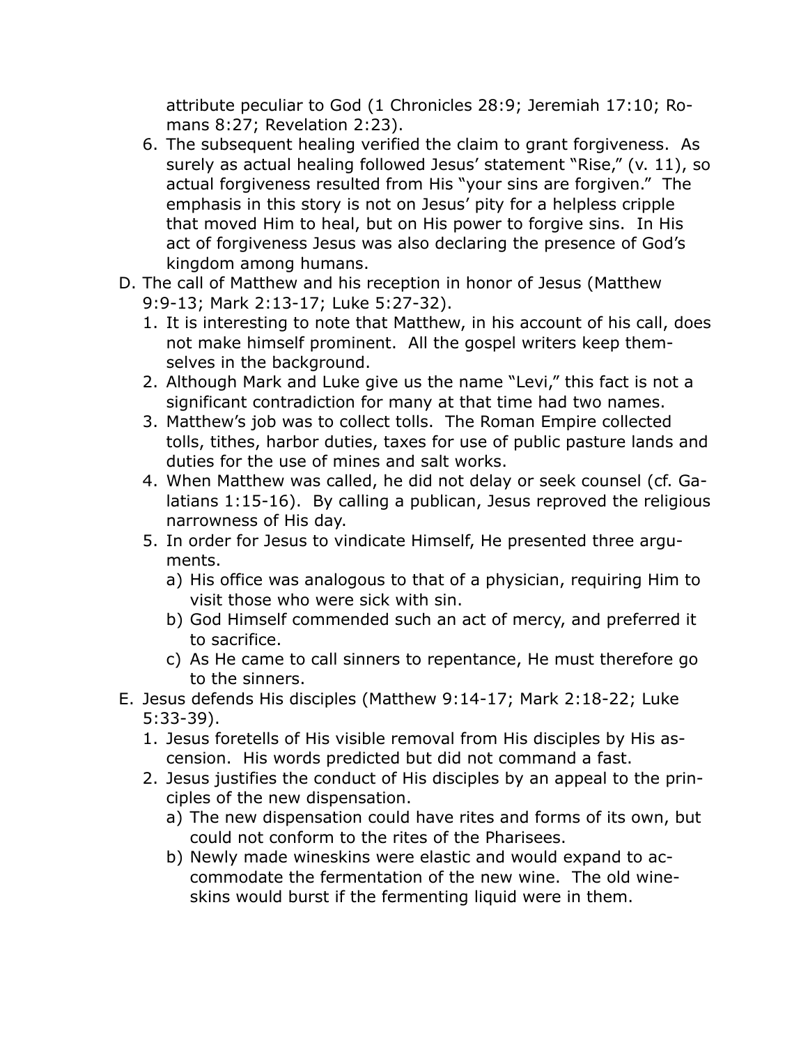attribute peculiar to God (1 Chronicles 28:9; Jeremiah 17:10; Romans 8:27; Revelation 2:23).

6. The subsequent healing verified the claim to grant forgiveness. As surely as actual healing followed Jesus' statement "Rise," (v. 11), so actual forgiveness resulted from His "your sins are forgiven." The emphasis in this story is not on Jesus' pity for a helpless cripple that moved Him to heal, but on His power to forgive sins. In His act of forgiveness Jesus was also declaring the presence of God's kingdom among humans.

D. The call of Matthew and his reception in honor of Jesus (Matthew 9:9-13; Mark 2:13-17; Luke 5:27-32).
   1. It is interesting to note that Matthew, in his account of his call, does not make himself prominent. All the gospel writers keep themselves in the background.
   2. Although Mark and Luke give us the name "Levi," this fact is not a significant contradiction for many at that time had two names.
   3. Matthew's job was to collect tolls. The Roman Empire collected tolls, tithes, harbor duties, taxes for use of public pasture lands and duties for the use of mines and salt works.
   4. When Matthew was called, he did not delay or seek counsel (cf. Galatians 1:15-16). By calling a publican, Jesus reproved the religious narrowness of His day.
   5. In order for Jesus to vindicate Himself, He presented three arguments.
      a) His office was analogous to that of a physician, requiring Him to visit those who were sick with sin.
      b) God Himself commended such an act of mercy, and preferred it to sacrifice.
      c) As He came to call sinners to repentance, He must therefore go to the sinners.

E. Jesus defends His disciples (Matthew 9:14-17; Mark 2:18-22; Luke 5:33-39).
   1. Jesus foretells of His visible removal from His disciples by His ascension. His words predicted but did not command a fast.
   2. Jesus justifies the conduct of His disciples by an appeal to the principles of the new dispensation.
      a) The new dispensation could have rites and forms of its own, but could not conform to the rites of the Pharisees.
      b) Newly made wineskins were elastic and would expand to accommodate the fermentation of the new wine. The old wineskins would burst if the fermenting liquid were in them.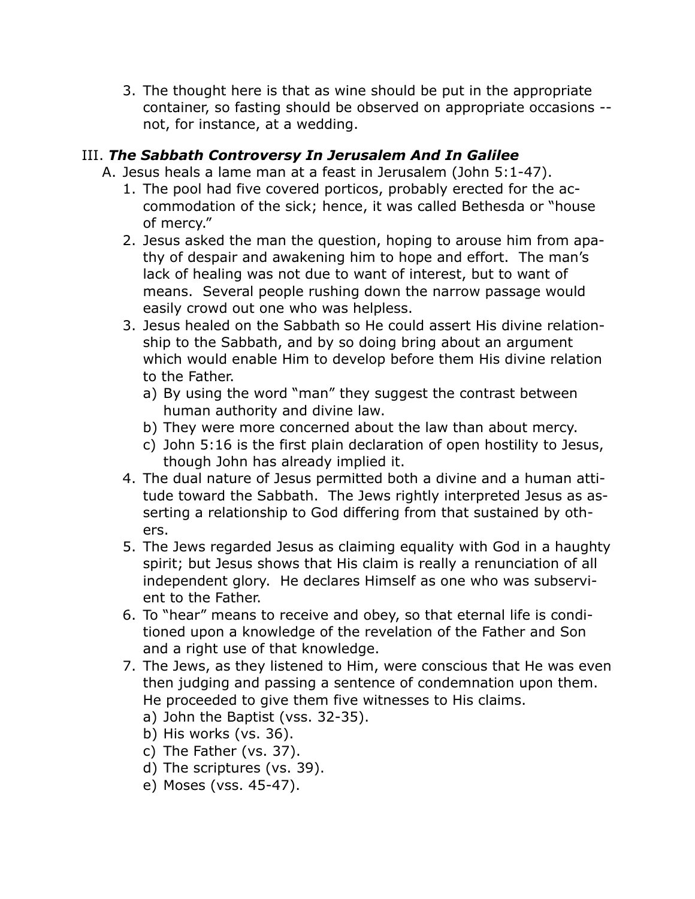3. The thought here is that as wine should be put in the appropriate container, so fasting should be observed on appropriate occasions -- not, for instance, at a wedding.

## III. ***The Sabbath Controversy In Jerusalem And In Galilee***

A. Jesus heals a lame man at a feast in Jerusalem (John 5:1-47).

1. The pool had five covered porticos, probably erected for the accommodation of the sick; hence, it was called Bethesda or "house of mercy."
2. Jesus asked the man the question, hoping to arouse him from apathy of despair and awakening him to hope and effort. The man's lack of healing was not due to want of interest, but to want of means. Several people rushing down the narrow passage would easily crowd out one who was helpless.
3. Jesus healed on the Sabbath so He could assert His divine relationship to the Sabbath, and by so doing bring about an argument which would enable Him to develop before them His divine relation to the Father.
   a) By using the word "man" they suggest the contrast between human authority and divine law.
   b) They were more concerned about the law than about mercy.
   c) John 5:16 is the first plain declaration of open hostility to Jesus, though John has already implied it.
4. The dual nature of Jesus permitted both a divine and a human attitude toward the Sabbath. The Jews rightly interpreted Jesus as asserting a relationship to God differing from that sustained by others.
5. The Jews regarded Jesus as claiming equality with God in a haughty spirit; but Jesus shows that His claim is really a renunciation of all independent glory. He declares Himself as one who was subservient to the Father.
6. To "hear" means to receive and obey, so that eternal life is conditioned upon a knowledge of the revelation of the Father and Son and a right use of that knowledge.
7. The Jews, as they listened to Him, were conscious that He was even then judging and passing a sentence of condemnation upon them. He proceeded to give them five witnesses to His claims.
   a) John the Baptist (vss. 32-35).
   b) His works (vs. 36).
   c) The Father (vs. 37).
   d) The scriptures (vs. 39).
   e) Moses (vss. 45-47).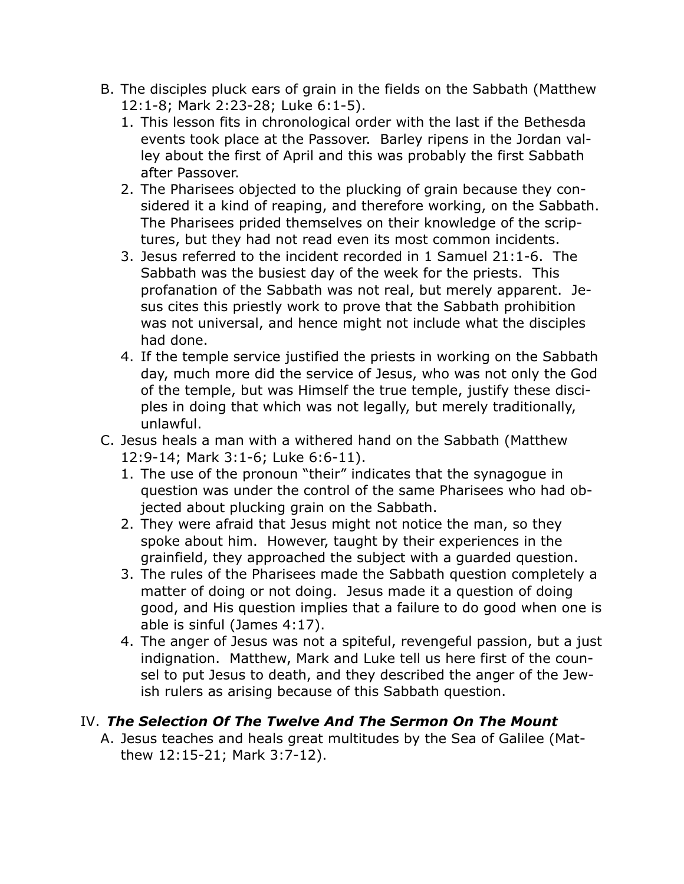B. The disciples pluck ears of grain in the fields on the Sabbath (Matthew 12:1-8; Mark 2:23-28; Luke 6:1-5).
   1. This lesson fits in chronological order with the last if the Bethesda events took place at the Passover. Barley ripens in the Jordan valley about the first of April and this was probably the first Sabbath after Passover.
   2. The Pharisees objected to the plucking of grain because they considered it a kind of reaping, and therefore working, on the Sabbath. The Pharisees prided themselves on their knowledge of the scriptures, but they had not read even its most common incidents.
   3. Jesus referred to the incident recorded in 1 Samuel 21:1-6. The Sabbath was the busiest day of the week for the priests. This profanation of the Sabbath was not real, but merely apparent. Jesus cites this priestly work to prove that the Sabbath prohibition was not universal, and hence might not include what the disciples had done.
   4. If the temple service justified the priests in working on the Sabbath day, much more did the service of Jesus, who was not only the God of the temple, but was Himself the true temple, justify these disciples in doing that which was not legally, but merely traditionally, unlawful.

C. Jesus heals a man with a withered hand on the Sabbath (Matthew 12:9-14; Mark 3:1-6; Luke 6:6-11).
   1. The use of the pronoun "their" indicates that the synagogue in question was under the control of the same Pharisees who had objected about plucking grain on the Sabbath.
   2. They were afraid that Jesus might not notice the man, so they spoke about him. However, taught by their experiences in the grainfield, they approached the subject with a guarded question.
   3. The rules of the Pharisees made the Sabbath question completely a matter of doing or not doing. Jesus made it a question of doing good, and His question implies that a failure to do good when one is able is sinful (James 4:17).
   4. The anger of Jesus was not a spiteful, revengeful passion, but a just indignation. Matthew, Mark and Luke tell us here first of the counsel to put Jesus to death, and they described the anger of the Jewish rulers as arising because of this Sabbath question.

## IV. *The Selection Of The Twelve And The Sermon On The Mount*

A. Jesus teaches and heals great multitudes by the Sea of Galilee (Matthew 12:15-21; Mark 3:7-12).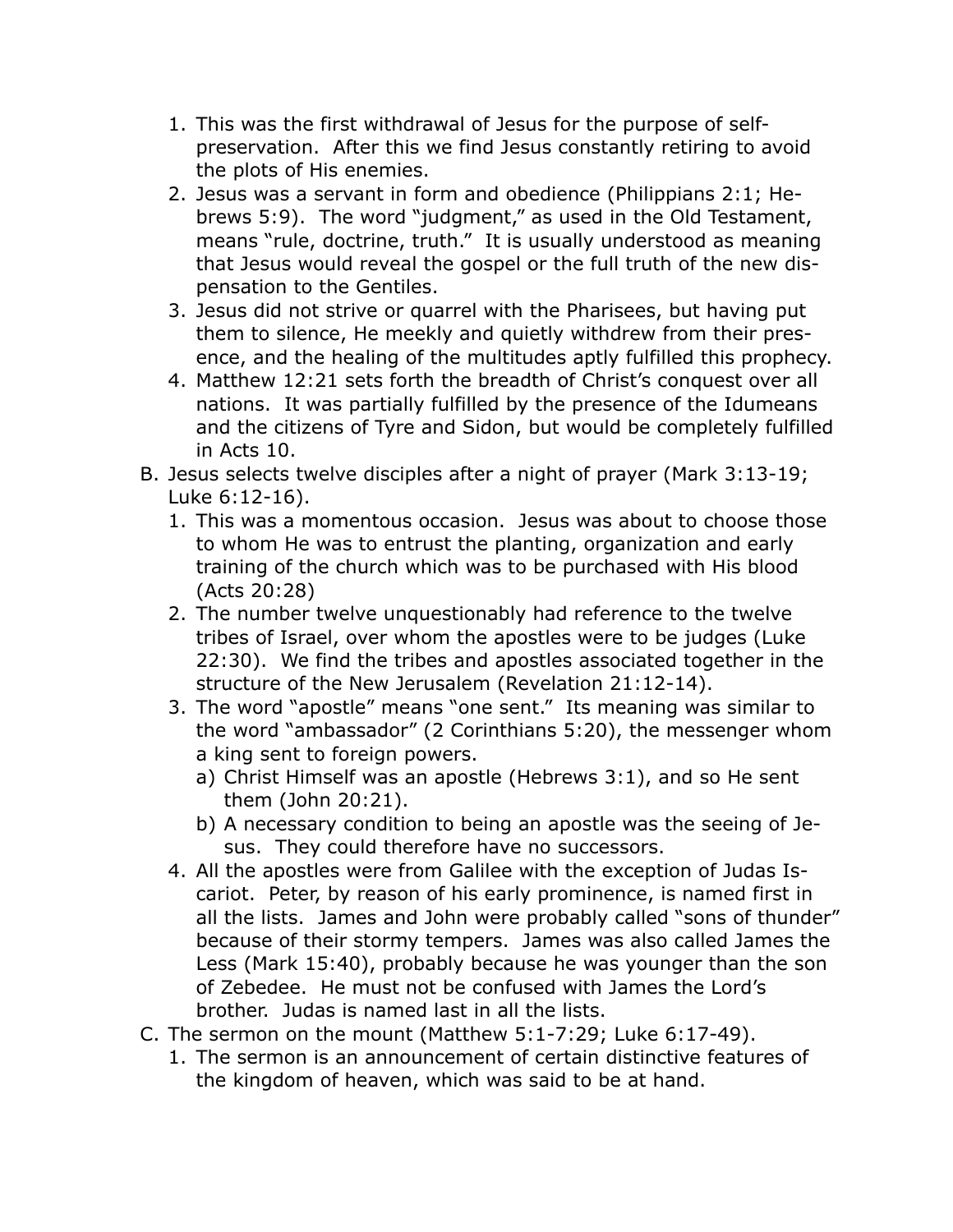1. This was the first withdrawal of Jesus for the purpose of self-preservation. After this we find Jesus constantly retiring to avoid the plots of His enemies.
2. Jesus was a servant in form and obedience (Philippians 2:1; Hebrews 5:9). The word "judgment," as used in the Old Testament, means "rule, doctrine, truth." It is usually understood as meaning that Jesus would reveal the gospel or the full truth of the new dispensation to the Gentiles.
3. Jesus did not strive or quarrel with the Pharisees, but having put them to silence, He meekly and quietly withdrew from their presence, and the healing of the multitudes aptly fulfilled this prophecy.
4. Matthew 12:21 sets forth the breadth of Christ's conquest over all nations. It was partially fulfilled by the presence of the Idumeans and the citizens of Tyre and Sidon, but would be completely fulfilled in Acts 10.

B. Jesus selects twelve disciples after a night of prayer (Mark 3:13-19; Luke 6:12-16).

1. This was a momentous occasion. Jesus was about to choose those to whom He was to entrust the planting, organization and early training of the church which was to be purchased with His blood (Acts 20:28)
2. The number twelve unquestionably had reference to the twelve tribes of Israel, over whom the apostles were to be judges (Luke 22:30). We find the tribes and apostles associated together in the structure of the New Jerusalem (Revelation 21:12-14).
3. The word "apostle" means "one sent." Its meaning was similar to the word "ambassador" (2 Corinthians 5:20), the messenger whom a king sent to foreign powers.
   a) Christ Himself was an apostle (Hebrews 3:1), and so He sent them (John 20:21).
   b) A necessary condition to being an apostle was the seeing of Jesus. They could therefore have no successors.
4. All the apostles were from Galilee with the exception of Judas Iscariot. Peter, by reason of his early prominence, is named first in all the lists. James and John were probably called "sons of thunder" because of their stormy tempers. James was also called James the Less (Mark 15:40), probably because he was younger than the son of Zebedee. He must not be confused with James the Lord's brother. Judas is named last in all the lists.

C. The sermon on the mount (Matthew 5:1-7:29; Luke 6:17-49).

1. The sermon is an announcement of certain distinctive features of the kingdom of heaven, which was said to be at hand.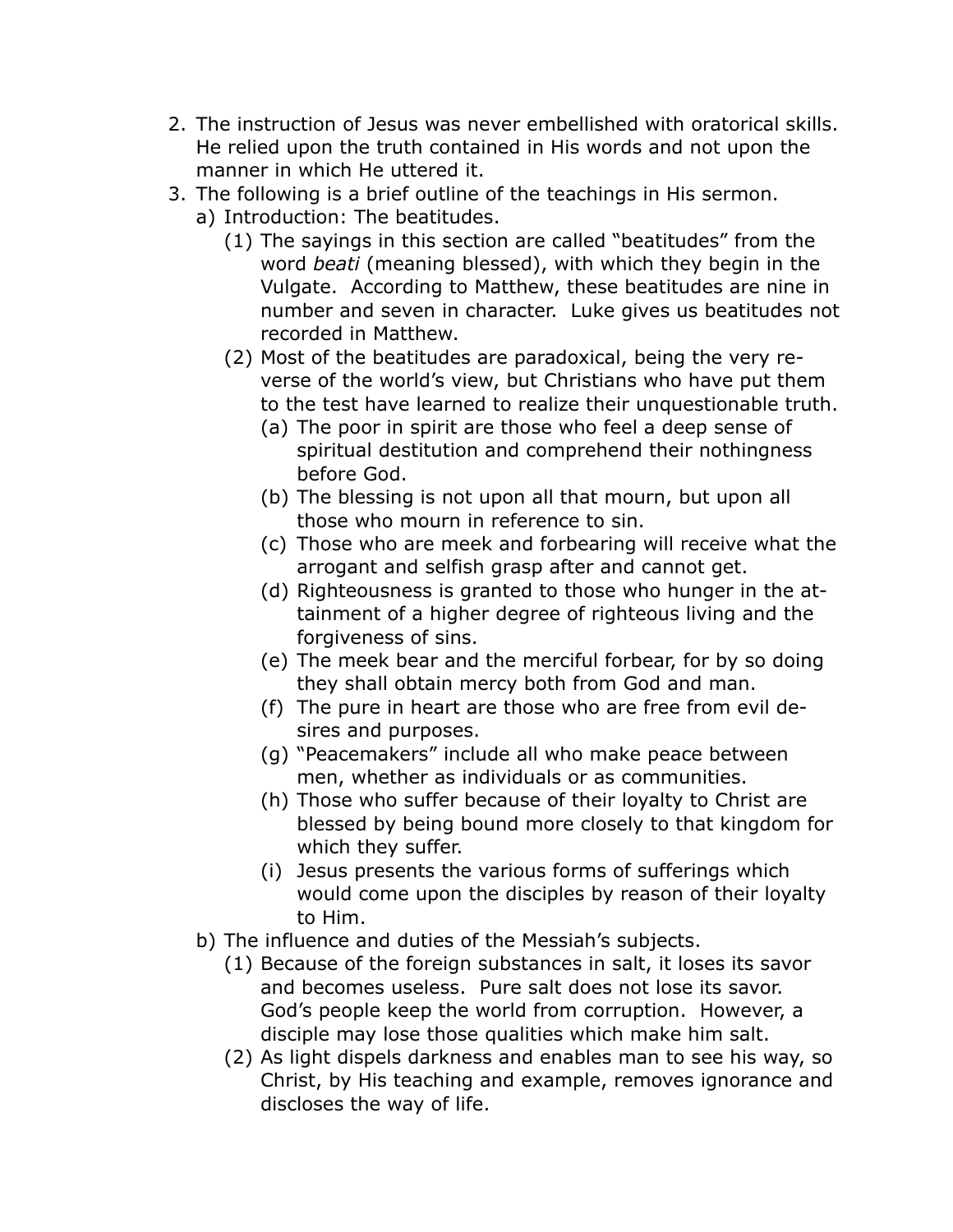2. The instruction of Jesus was never embellished with oratorical skills. He relied upon the truth contained in His words and not upon the manner in which He uttered it.
3. The following is a brief outline of the teachings in His sermon.
   a) Introduction: The beatitudes.
      (1) The sayings in this section are called "beatitudes" from the word *beati* (meaning blessed), with which they begin in the Vulgate. According to Matthew, these beatitudes are nine in number and seven in character. Luke gives us beatitudes not recorded in Matthew.
      (2) Most of the beatitudes are paradoxical, being the very reverse of the world's view, but Christians who have put them to the test have learned to realize their unquestionable truth.
         (a) The poor in spirit are those who feel a deep sense of spiritual destitution and comprehend their nothingness before God.
         (b) The blessing is not upon all that mourn, but upon all those who mourn in reference to sin.
         (c) Those who are meek and forbearing will receive what the arrogant and selfish grasp after and cannot get.
         (d) Righteousness is granted to those who hunger in the attainment of a higher degree of righteous living and the forgiveness of sins.
         (e) The meek bear and the merciful forbear, for by so doing they shall obtain mercy both from God and man.
         (f) The pure in heart are those who are free from evil desires and purposes.
         (g) "Peacemakers" include all who make peace between men, whether as individuals or as communities.
         (h) Those who suffer because of their loyalty to Christ are blessed by being bound more closely to that kingdom for which they suffer.
         (i) Jesus presents the various forms of sufferings which would come upon the disciples by reason of their loyalty to Him.
   b) The influence and duties of the Messiah's subjects.
      (1) Because of the foreign substances in salt, it loses its savor and becomes useless. Pure salt does not lose its savor. God's people keep the world from corruption. However, a disciple may lose those qualities which make him salt.
      (2) As light dispels darkness and enables man to see his way, so Christ, by His teaching and example, removes ignorance and discloses the way of life.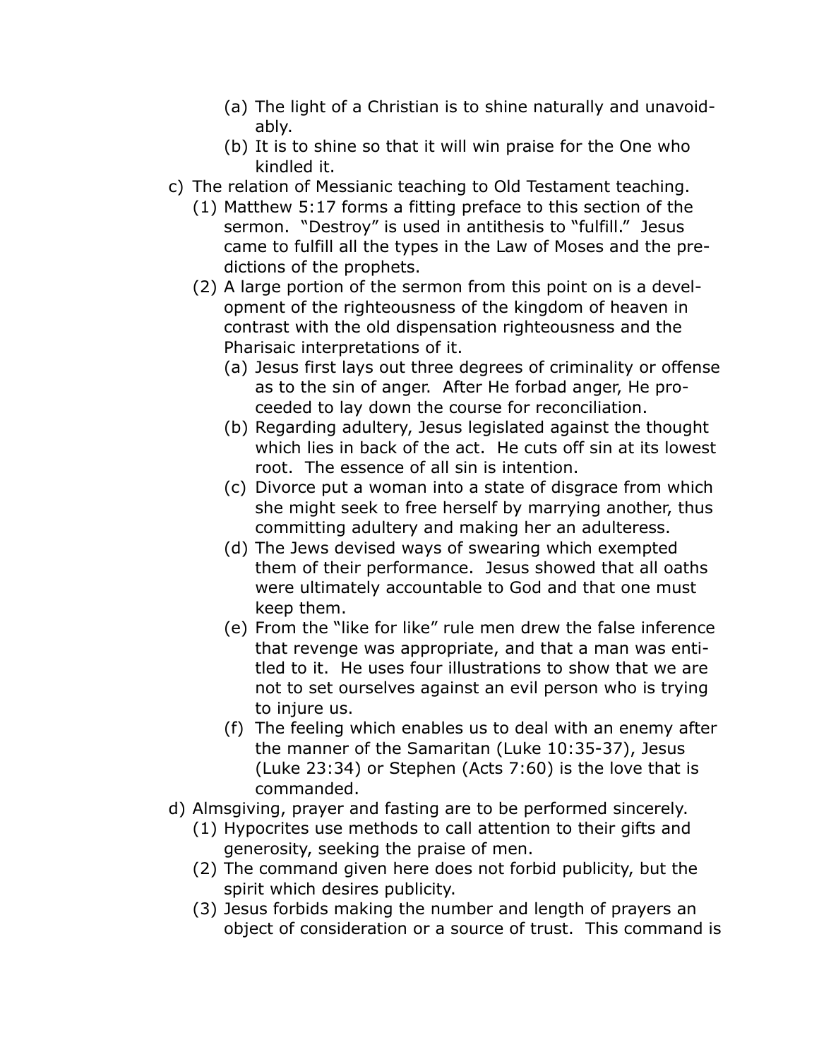(a) The light of a Christian is to shine naturally and unavoidably.
        (b) It is to shine so that it will win praise for the One who kindled it.

c) The relation of Messianic teaching to Old Testament teaching.
    (1) Matthew 5:17 forms a fitting preface to this section of the sermon. "Destroy" is used in antithesis to "fulfill." Jesus came to fulfill all the types in the Law of Moses and the predictions of the prophets.
    (2) A large portion of the sermon from this point on is a development of the righteousness of the kingdom of heaven in contrast with the old dispensation righteousness and the Pharisaic interpretations of it.
        (a) Jesus first lays out three degrees of criminality or offense as to the sin of anger. After He forbad anger, He proceeded to lay down the course for reconciliation.
        (b) Regarding adultery, Jesus legislated against the thought which lies in back of the act. He cuts off sin at its lowest root. The essence of all sin is intention.
        (c) Divorce put a woman into a state of disgrace from which she might seek to free herself by marrying another, thus committing adultery and making her an adulteress.
        (d) The Jews devised ways of swearing which exempted them of their performance. Jesus showed that all oaths were ultimately accountable to God and that one must keep them.
        (e) From the "like for like" rule men drew the false inference that revenge was appropriate, and that a man was entitled to it. He uses four illustrations to show that we are not to set ourselves against an evil person who is trying to injure us.
        (f) The feeling which enables us to deal with an enemy after the manner of the Samaritan (Luke 10:35-37), Jesus (Luke 23:34) or Stephen (Acts 7:60) is the love that is commanded.

d) Almsgiving, prayer and fasting are to be performed sincerely.
    (1) Hypocrites use methods to call attention to their gifts and generosity, seeking the praise of men.
    (2) The command given here does not forbid publicity, but the spirit which desires publicity.
    (3) Jesus forbids making the number and length of prayers an object of consideration or a source of trust. This command is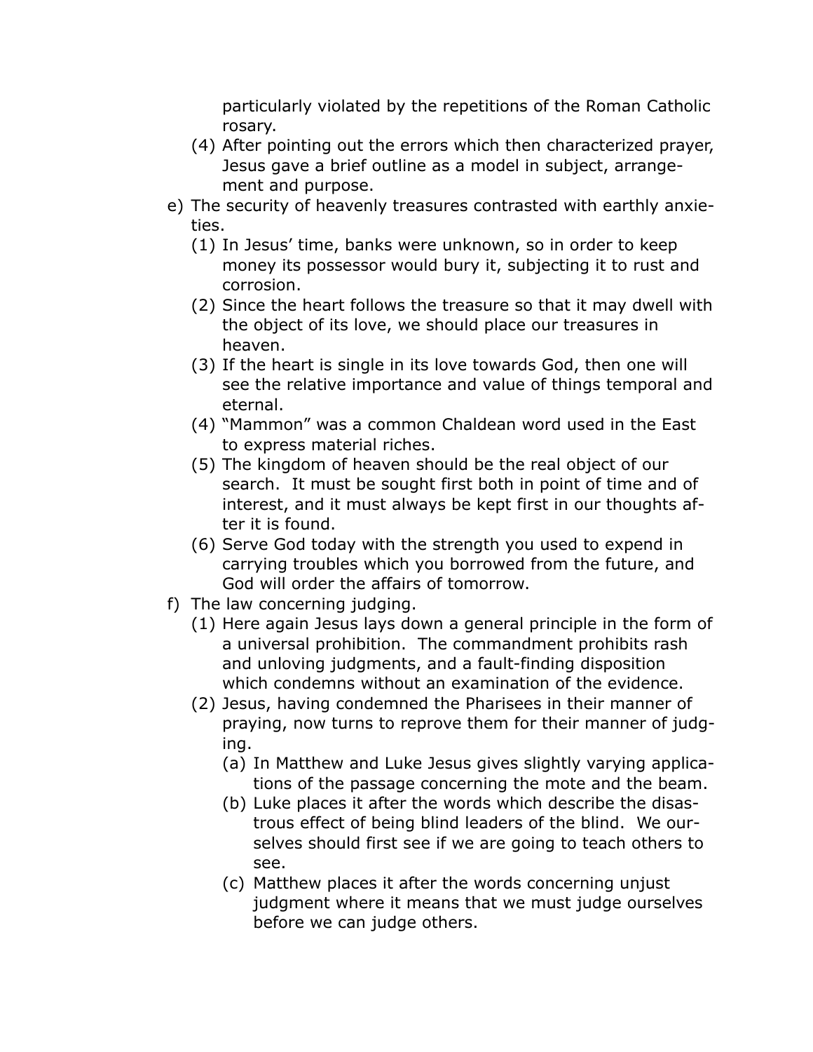particularly violated by the repetitions of the Roman Catholic rosary.

   (4) After pointing out the errors which then characterized prayer, Jesus gave a brief outline as a model in subject, arrangement and purpose.

e) The security of heavenly treasures contrasted with earthly anxieties.
   (1) In Jesus' time, banks were unknown, so in order to keep money its possessor would bury it, subjecting it to rust and corrosion.
   (2) Since the heart follows the treasure so that it may dwell with the object of its love, we should place our treasures in heaven.
   (3) If the heart is single in its love towards God, then one will see the relative importance and value of things temporal and eternal.
   (4) "Mammon" was a common Chaldean word used in the East to express material riches.
   (5) The kingdom of heaven should be the real object of our search. It must be sought first both in point of time and of interest, and it must always be kept first in our thoughts after it is found.
   (6) Serve God today with the strength you used to expend in carrying troubles which you borrowed from the future, and God will order the affairs of tomorrow.

f) The law concerning judging.
   (1) Here again Jesus lays down a general principle in the form of a universal prohibition. The commandment prohibits rash and unloving judgments, and a fault-finding disposition which condemns without an examination of the evidence.
   (2) Jesus, having condemned the Pharisees in their manner of praying, now turns to reprove them for their manner of judging.
      (a) In Matthew and Luke Jesus gives slightly varying applications of the passage concerning the mote and the beam.
      (b) Luke places it after the words which describe the disastrous effect of being blind leaders of the blind. We ourselves should first see if we are going to teach others to see.
      (c) Matthew places it after the words concerning unjust judgment where it means that we must judge ourselves before we can judge others.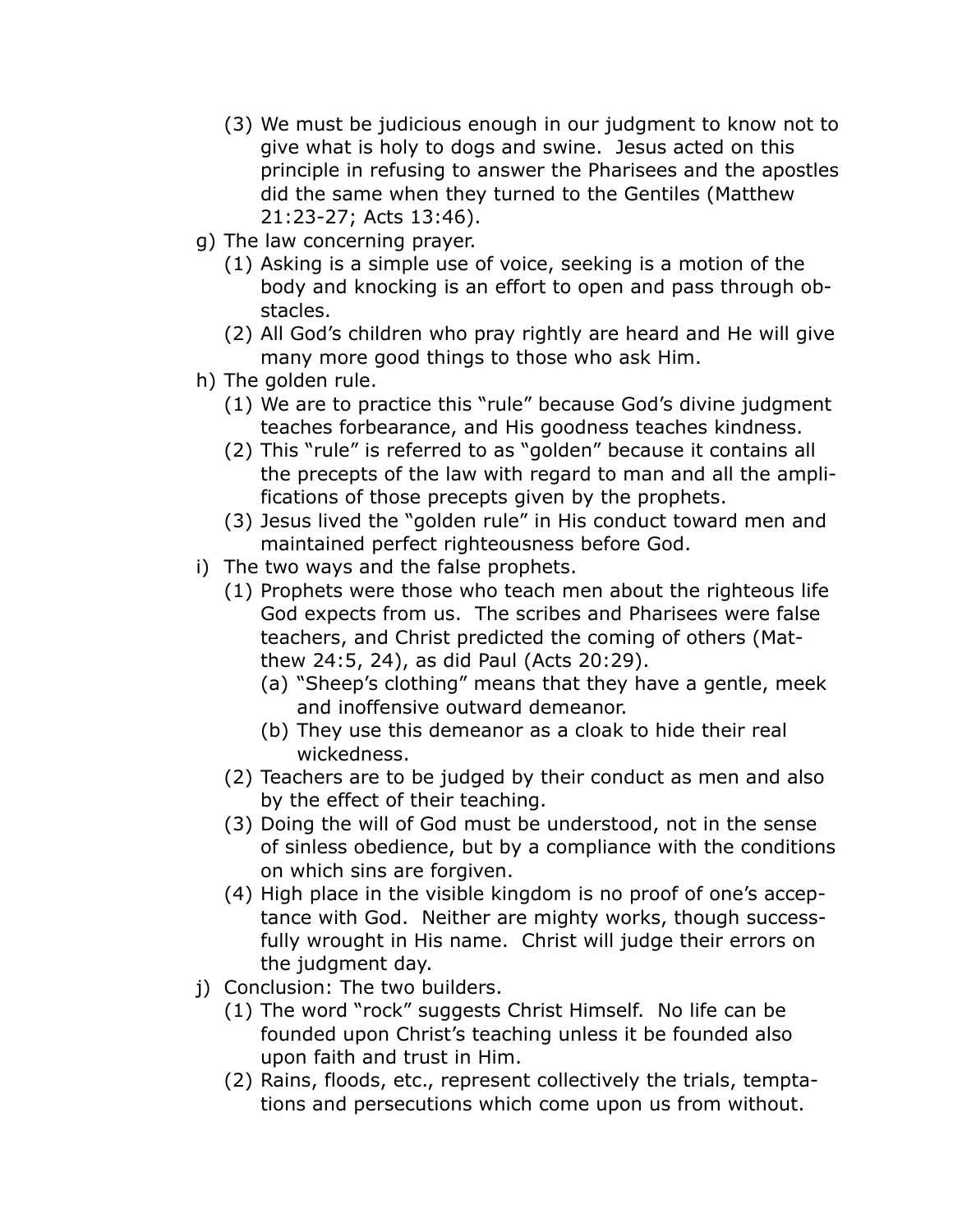(3) We must be judicious enough in our judgment to know not to give what is holy to dogs and swine. Jesus acted on this principle in refusing to answer the Pharisees and the apostles did the same when they turned to the Gentiles (Matthew 21:23-27; Acts 13:46).

g) The law concerning prayer.
   (1) Asking is a simple use of voice, seeking is a motion of the body and knocking is an effort to open and pass through obstacles.
   (2) All God's children who pray rightly are heard and He will give many more good things to those who ask Him.

h) The golden rule.
   (1) We are to practice this "rule" because God's divine judgment teaches forbearance, and His goodness teaches kindness.
   (2) This "rule" is referred to as "golden" because it contains all the precepts of the law with regard to man and all the amplifications of those precepts given by the prophets.
   (3) Jesus lived the "golden rule" in His conduct toward men and maintained perfect righteousness before God.

i) The two ways and the false prophets.
   (1) Prophets were those who teach men about the righteous life God expects from us. The scribes and Pharisees were false teachers, and Christ predicted the coming of others (Matthew 24:5, 24), as did Paul (Acts 20:29).
      (a) "Sheep's clothing" means that they have a gentle, meek and inoffensive outward demeanor.
      (b) They use this demeanor as a cloak to hide their real wickedness.
   (2) Teachers are to be judged by their conduct as men and also by the effect of their teaching.
   (3) Doing the will of God must be understood, not in the sense of sinless obedience, but by a compliance with the conditions on which sins are forgiven.
   (4) High place in the visible kingdom is no proof of one's acceptance with God. Neither are mighty works, though successfully wrought in His name. Christ will judge their errors on the judgment day.

j) Conclusion: The two builders.
   (1) The word "rock" suggests Christ Himself. No life can be founded upon Christ's teaching unless it be founded also upon faith and trust in Him.
   (2) Rains, floods, etc., represent collectively the trials, temptations and persecutions which come upon us from without.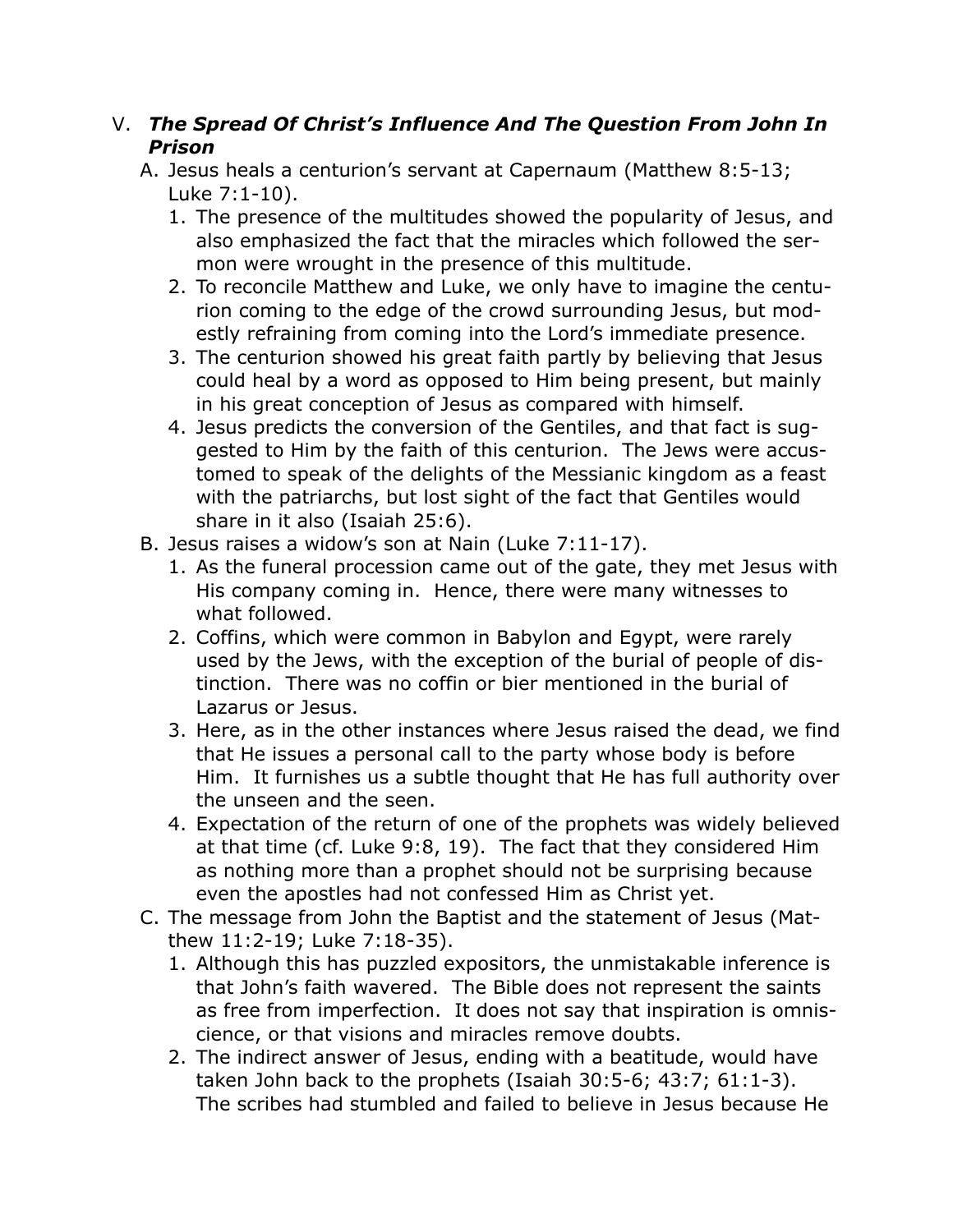V. ***The Spread Of Christ's Influence And The Question From John In Prison***

A. Jesus heals a centurion's servant at Capernaum (Matthew 8:5-13; Luke 7:1-10).

1. The presence of the multitudes showed the popularity of Jesus, and also emphasized the fact that the miracles which followed the sermon were wrought in the presence of this multitude.
2. To reconcile Matthew and Luke, we only have to imagine the centurion coming to the edge of the crowd surrounding Jesus, but modestly refraining from coming into the Lord's immediate presence.
3. The centurion showed his great faith partly by believing that Jesus could heal by a word as opposed to Him being present, but mainly in his great conception of Jesus as compared with himself.
4. Jesus predicts the conversion of the Gentiles, and that fact is suggested to Him by the faith of this centurion. The Jews were accustomed to speak of the delights of the Messianic kingdom as a feast with the patriarchs, but lost sight of the fact that Gentiles would share in it also (Isaiah 25:6).

B. Jesus raises a widow's son at Nain (Luke 7:11-17).

1. As the funeral procession came out of the gate, they met Jesus with His company coming in. Hence, there were many witnesses to what followed.
2. Coffins, which were common in Babylon and Egypt, were rarely used by the Jews, with the exception of the burial of people of distinction. There was no coffin or bier mentioned in the burial of Lazarus or Jesus.
3. Here, as in the other instances where Jesus raised the dead, we find that He issues a personal call to the party whose body is before Him. It furnishes us a subtle thought that He has full authority over the unseen and the seen.
4. Expectation of the return of one of the prophets was widely believed at that time (cf. Luke 9:8, 19). The fact that they considered Him as nothing more than a prophet should not be surprising because even the apostles had not confessed Him as Christ yet.

C. The message from John the Baptist and the statement of Jesus (Matthew 11:2-19; Luke 7:18-35).

1. Although this has puzzled expositors, the unmistakable inference is that John's faith wavered. The Bible does not represent the saints as free from imperfection. It does not say that inspiration is omniscience, or that visions and miracles remove doubts.
2. The indirect answer of Jesus, ending with a beatitude, would have taken John back to the prophets (Isaiah 30:5-6; 43:7; 61:1-3). The scribes had stumbled and failed to believe in Jesus because He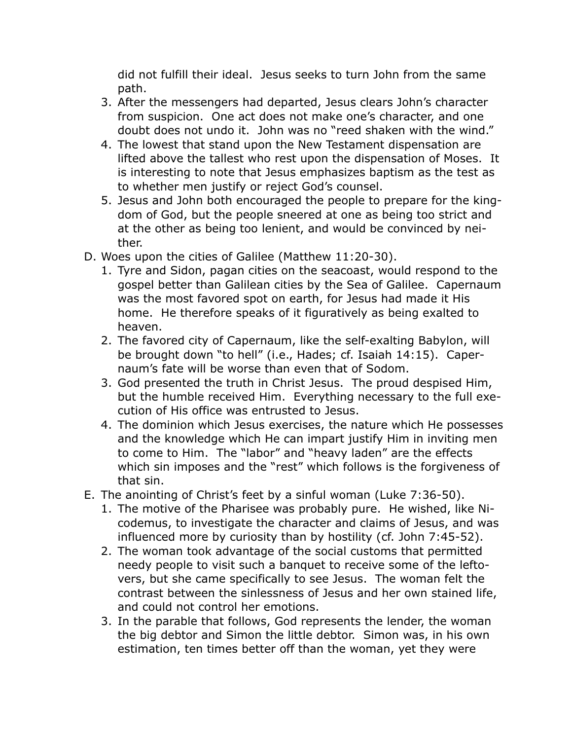did not fulfill their ideal. Jesus seeks to turn John from the same path.

3. After the messengers had departed, Jesus clears John's character from suspicion. One act does not make one's character, and one doubt does not undo it. John was no "reed shaken with the wind."
4. The lowest that stand upon the New Testament dispensation are lifted above the tallest who rest upon the dispensation of Moses. It is interesting to note that Jesus emphasizes baptism as the test as to whether men justify or reject God's counsel.
5. Jesus and John both encouraged the people to prepare for the kingdom of God, but the people sneered at one as being too strict and at the other as being too lenient, and would be convinced by neither.

D. Woes upon the cities of Galilee (Matthew 11:20-30).

1. Tyre and Sidon, pagan cities on the seacoast, would respond to the gospel better than Galilean cities by the Sea of Galilee. Capernaum was the most favored spot on earth, for Jesus had made it His home. He therefore speaks of it figuratively as being exalted to heaven.
2. The favored city of Capernaum, like the self-exalting Babylon, will be brought down "to hell" (i.e., Hades; cf. Isaiah 14:15). Capernaum's fate will be worse than even that of Sodom.
3. God presented the truth in Christ Jesus. The proud despised Him, but the humble received Him. Everything necessary to the full execution of His office was entrusted to Jesus.
4. The dominion which Jesus exercises, the nature which He possesses and the knowledge which He can impart justify Him in inviting men to come to Him. The "labor" and "heavy laden" are the effects which sin imposes and the "rest" which follows is the forgiveness of that sin.

E. The anointing of Christ's feet by a sinful woman (Luke 7:36-50).

1. The motive of the Pharisee was probably pure. He wished, like Nicodemus, to investigate the character and claims of Jesus, and was influenced more by curiosity than by hostility (cf. John 7:45-52).
2. The woman took advantage of the social customs that permitted needy people to visit such a banquet to receive some of the leftovers, but she came specifically to see Jesus. The woman felt the contrast between the sinlessness of Jesus and her own stained life, and could not control her emotions.
3. In the parable that follows, God represents the lender, the woman the big debtor and Simon the little debtor. Simon was, in his own estimation, ten times better off than the woman, yet they were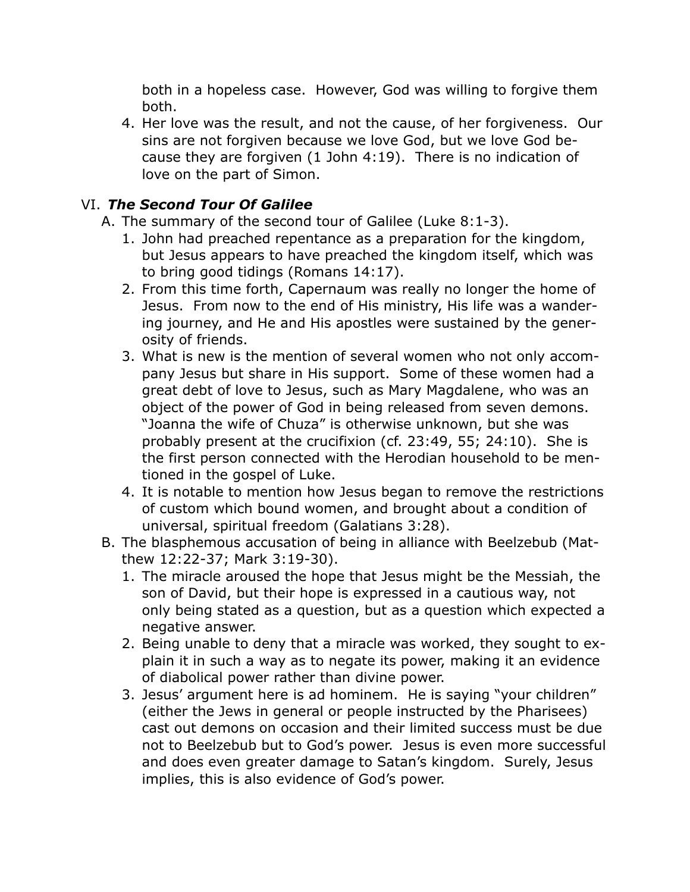both in a hopeless case. However, God was willing to forgive them both.

4. Her love was the result, and not the cause, of her forgiveness. Our sins are not forgiven because we love God, but we love God because they are forgiven (1 John 4:19). There is no indication of love on the part of Simon.

## VI. ***The Second Tour Of Galilee***

A. The summary of the second tour of Galilee (Luke 8:1-3).
   1. John had preached repentance as a preparation for the kingdom, but Jesus appears to have preached the kingdom itself, which was to bring good tidings (Romans 14:17).
   2. From this time forth, Capernaum was really no longer the home of Jesus. From now to the end of His ministry, His life was a wandering journey, and He and His apostles were sustained by the generosity of friends.
   3. What is new is the mention of several women who not only accompany Jesus but share in His support. Some of these women had a great debt of love to Jesus, such as Mary Magdalene, who was an object of the power of God in being released from seven demons. "Joanna the wife of Chuza" is otherwise unknown, but she was probably present at the crucifixion (cf. 23:49, 55; 24:10). She is the first person connected with the Herodian household to be mentioned in the gospel of Luke.
   4. It is notable to mention how Jesus began to remove the restrictions of custom which bound women, and brought about a condition of universal, spiritual freedom (Galatians 3:28).

B. The blasphemous accusation of being in alliance with Beelzebub (Matthew 12:22-37; Mark 3:19-30).
   1. The miracle aroused the hope that Jesus might be the Messiah, the son of David, but their hope is expressed in a cautious way, not only being stated as a question, but as a question which expected a negative answer.
   2. Being unable to deny that a miracle was worked, they sought to explain it in such a way as to negate its power, making it an evidence of diabolical power rather than divine power.
   3. Jesus' argument here is ad hominem. He is saying "your children" (either the Jews in general or people instructed by the Pharisees) cast out demons on occasion and their limited success must be due not to Beelzebub but to God's power. Jesus is even more successful and does even greater damage to Satan's kingdom. Surely, Jesus implies, this is also evidence of God's power.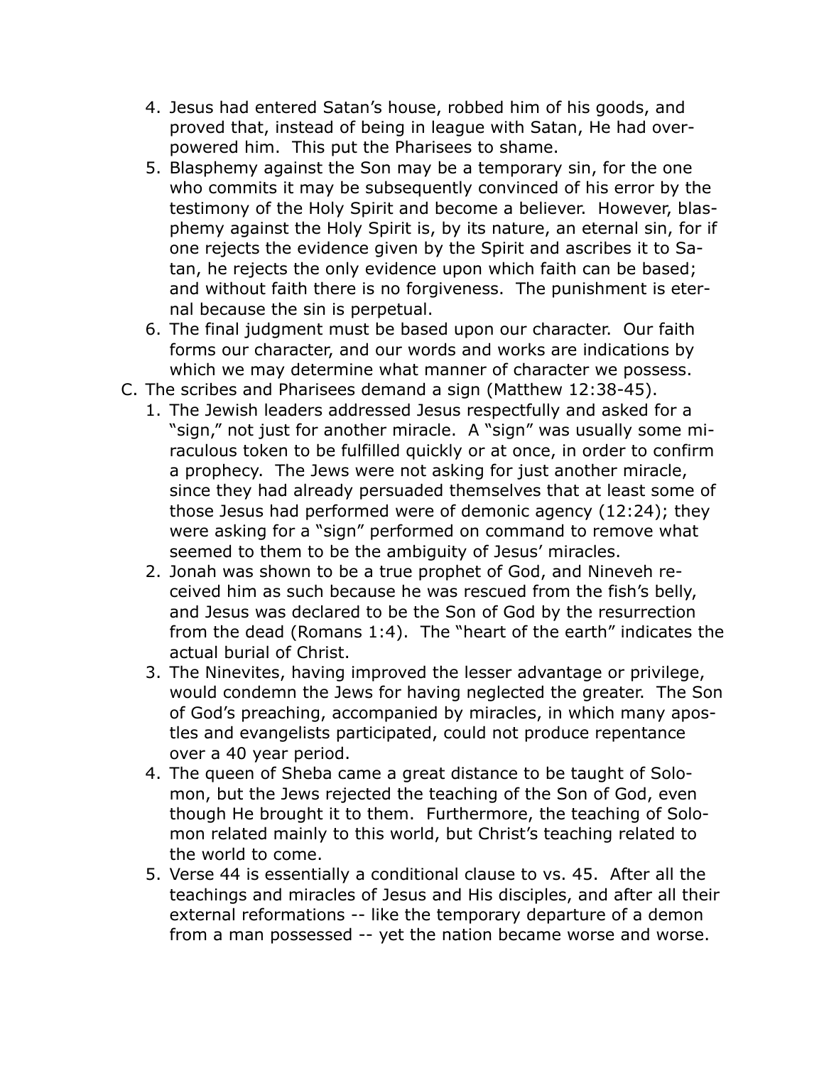4. Jesus had entered Satan's house, robbed him of his goods, and proved that, instead of being in league with Satan, He had overpowered him. This put the Pharisees to shame.
5. Blasphemy against the Son may be a temporary sin, for the one who commits it may be subsequently convinced of his error by the testimony of the Holy Spirit and become a believer. However, blasphemy against the Holy Spirit is, by its nature, an eternal sin, for if one rejects the evidence given by the Spirit and ascribes it to Satan, he rejects the only evidence upon which faith can be based; and without faith there is no forgiveness. The punishment is eternal because the sin is perpetual.
6. The final judgment must be based upon our character. Our faith forms our character, and our words and works are indications by which we may determine what manner of character we possess.

C. The scribes and Pharisees demand a sign (Matthew 12:38-45).
   1. The Jewish leaders addressed Jesus respectfully and asked for a "sign," not just for another miracle. A "sign" was usually some miraculous token to be fulfilled quickly or at once, in order to confirm a prophecy. The Jews were not asking for just another miracle, since they had already persuaded themselves that at least some of those Jesus had performed were of demonic agency (12:24); they were asking for a "sign" performed on command to remove what seemed to them to be the ambiguity of Jesus' miracles.
   2. Jonah was shown to be a true prophet of God, and Nineveh received him as such because he was rescued from the fish's belly, and Jesus was declared to be the Son of God by the resurrection from the dead (Romans 1:4). The "heart of the earth" indicates the actual burial of Christ.
   3. The Ninevites, having improved the lesser advantage or privilege, would condemn the Jews for having neglected the greater. The Son of God's preaching, accompanied by miracles, in which many apostles and evangelists participated, could not produce repentance over a 40 year period.
   4. The queen of Sheba came a great distance to be taught of Solomon, but the Jews rejected the teaching of the Son of God, even though He brought it to them. Furthermore, the teaching of Solomon related mainly to this world, but Christ's teaching related to the world to come.
   5. Verse 44 is essentially a conditional clause to vs. 45. After all the teachings and miracles of Jesus and His disciples, and after all their external reformations -- like the temporary departure of a demon from a man possessed -- yet the nation became worse and worse.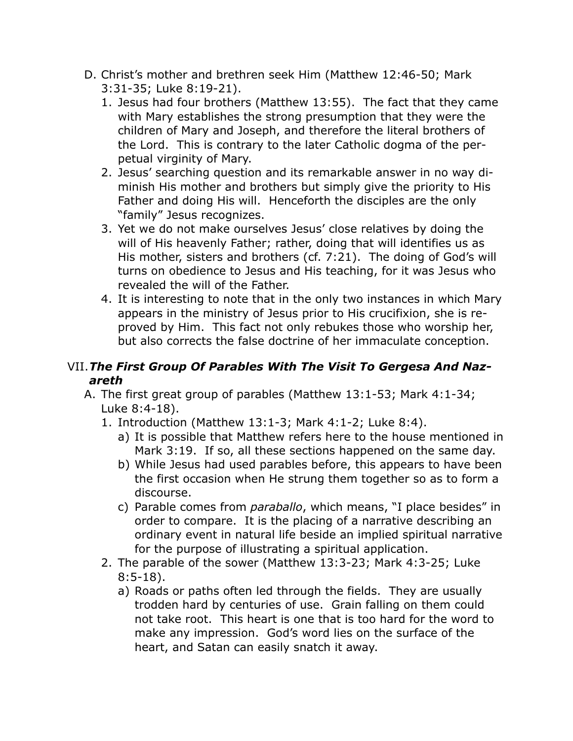D. Christ's mother and brethren seek Him (Matthew 12:46-50; Mark 3:31-35; Luke 8:19-21).
   1. Jesus had four brothers (Matthew 13:55). The fact that they came with Mary establishes the strong presumption that they were the children of Mary and Joseph, and therefore the literal brothers of the Lord. This is contrary to the later Catholic dogma of the perpetual virginity of Mary.
   2. Jesus' searching question and its remarkable answer in no way diminish His mother and brothers but simply give the priority to His Father and doing His will. Henceforth the disciples are the only "family" Jesus recognizes.
   3. Yet we do not make ourselves Jesus' close relatives by doing the will of His heavenly Father; rather, doing that will identifies us as His mother, sisters and brothers (cf. 7:21). The doing of God's will turns on obedience to Jesus and His teaching, for it was Jesus who revealed the will of the Father.
   4. It is interesting to note that in the only two instances in which Mary appears in the ministry of Jesus prior to His crucifixion, she is reproved by Him. This fact not only rebukes those who worship her, but also corrects the false doctrine of her immaculate conception.

## VII. *The First Group Of Parables With The Visit To Gergesa And Nazareth*

A. The first great group of parables (Matthew 13:1-53; Mark 4:1-34; Luke 8:4-18).
   1. Introduction (Matthew 13:1-3; Mark 4:1-2; Luke 8:4).
      a) It is possible that Matthew refers here to the house mentioned in Mark 3:19. If so, all these sections happened on the same day.
      b) While Jesus had used parables before, this appears to have been the first occasion when He strung them together so as to form a discourse.
      c) Parable comes from *paraballo*, which means, "I place besides" in order to compare. It is the placing of a narrative describing an ordinary event in natural life beside an implied spiritual narrative for the purpose of illustrating a spiritual application.
   2. The parable of the sower (Matthew 13:3-23; Mark 4:3-25; Luke 8:5-18).
      a) Roads or paths often led through the fields. They are usually trodden hard by centuries of use. Grain falling on them could not take root. This heart is one that is too hard for the word to make any impression. God's word lies on the surface of the heart, and Satan can easily snatch it away.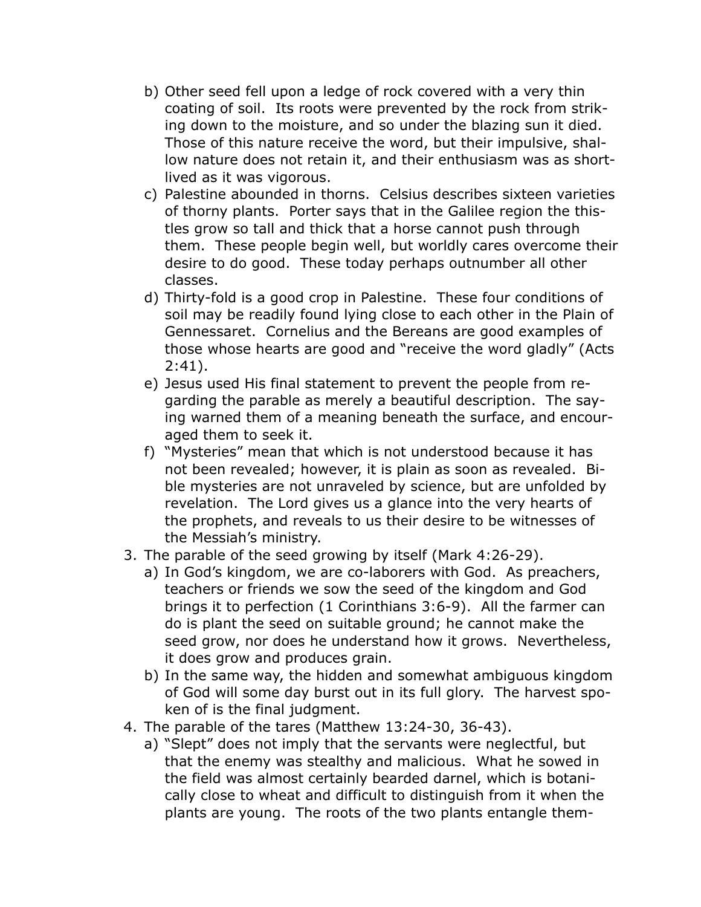b) Other seed fell upon a ledge of rock covered with a very thin coating of soil. Its roots were prevented by the rock from striking down to the moisture, and so under the blazing sun it died. Those of this nature receive the word, but their impulsive, shallow nature does not retain it, and their enthusiasm was as short-lived as it was vigorous.

c) Palestine abounded in thorns. Celsius describes sixteen varieties of thorny plants. Porter says that in the Galilee region the thistles grow so tall and thick that a horse cannot push through them. These people begin well, but worldly cares overcome their desire to do good. These today perhaps outnumber all other classes.

d) Thirty-fold is a good crop in Palestine. These four conditions of soil may be readily found lying close to each other in the Plain of Gennessaret. Cornelius and the Bereans are good examples of those whose hearts are good and "receive the word gladly" (Acts 2:41).

e) Jesus used His final statement to prevent the people from regarding the parable as merely a beautiful description. The saying warned them of a meaning beneath the surface, and encouraged them to seek it.

f) "Mysteries" mean that which is not understood because it has not been revealed; however, it is plain as soon as revealed. Bible mysteries are not unraveled by science, but are unfolded by revelation. The Lord gives us a glance into the very hearts of the prophets, and reveals to us their desire to be witnesses of the Messiah's ministry.

3. The parable of the seed growing by itself (Mark 4:26-29).
   a) In God's kingdom, we are co-laborers with God. As preachers, teachers or friends we sow the seed of the kingdom and God brings it to perfection (1 Corinthians 3:6-9). All the farmer can do is plant the seed on suitable ground; he cannot make the seed grow, nor does he understand how it grows. Nevertheless, it does grow and produces grain.
   b) In the same way, the hidden and somewhat ambiguous kingdom of God will some day burst out in its full glory. The harvest spoken of is the final judgment.
4. The parable of the tares (Matthew 13:24-30, 36-43).
   a) "Slept" does not imply that the servants were neglectful, but that the enemy was stealthy and malicious. What he sowed in the field was almost certainly bearded darnel, which is botanically close to wheat and difficult to distinguish from it when the plants are young. The roots of the two plants entangle them-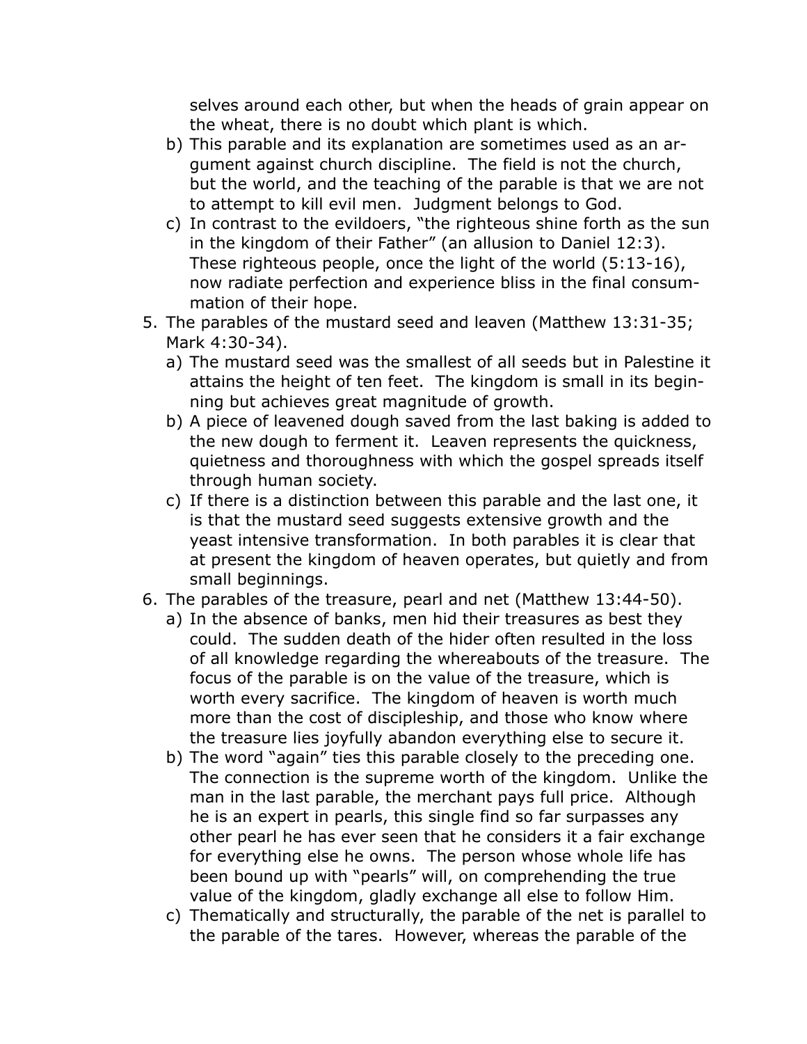selves around each other, but when the heads of grain appear on the wheat, there is no doubt which plant is which.

   b) This parable and its explanation are sometimes used as an argument against church discipline. The field is not the church, but the world, and the teaching of the parable is that we are not to attempt to kill evil men. Judgment belongs to God.

   c) In contrast to the evildoers, "the righteous shine forth as the sun in the kingdom of their Father" (an allusion to Daniel 12:3). These righteous people, once the light of the world (5:13-16), now radiate perfection and experience bliss in the final consummation of their hope.

5. The parables of the mustard seed and leaven (Matthew 13:31-35; Mark 4:30-34).
   a) The mustard seed was the smallest of all seeds but in Palestine it attains the height of ten feet. The kingdom is small in its beginning but achieves great magnitude of growth.
   b) A piece of leavened dough saved from the last baking is added to the new dough to ferment it. Leaven represents the quickness, quietness and thoroughness with which the gospel spreads itself through human society.
   c) If there is a distinction between this parable and the last one, it is that the mustard seed suggests extensive growth and the yeast intensive transformation. In both parables it is clear that at present the kingdom of heaven operates, but quietly and from small beginnings.

6. The parables of the treasure, pearl and net (Matthew 13:44-50).
   a) In the absence of banks, men hid their treasures as best they could. The sudden death of the hider often resulted in the loss of all knowledge regarding the whereabouts of the treasure. The focus of the parable is on the value of the treasure, which is worth every sacrifice. The kingdom of heaven is worth much more than the cost of discipleship, and those who know where the treasure lies joyfully abandon everything else to secure it.
   b) The word "again" ties this parable closely to the preceding one. The connection is the supreme worth of the kingdom. Unlike the man in the last parable, the merchant pays full price. Although he is an expert in pearls, this single find so far surpasses any other pearl he has ever seen that he considers it a fair exchange for everything else he owns. The person whose whole life has been bound up with "pearls" will, on comprehending the true value of the kingdom, gladly exchange all else to follow Him.
   c) Thematically and structurally, the parable of the net is parallel to the parable of the tares. However, whereas the parable of the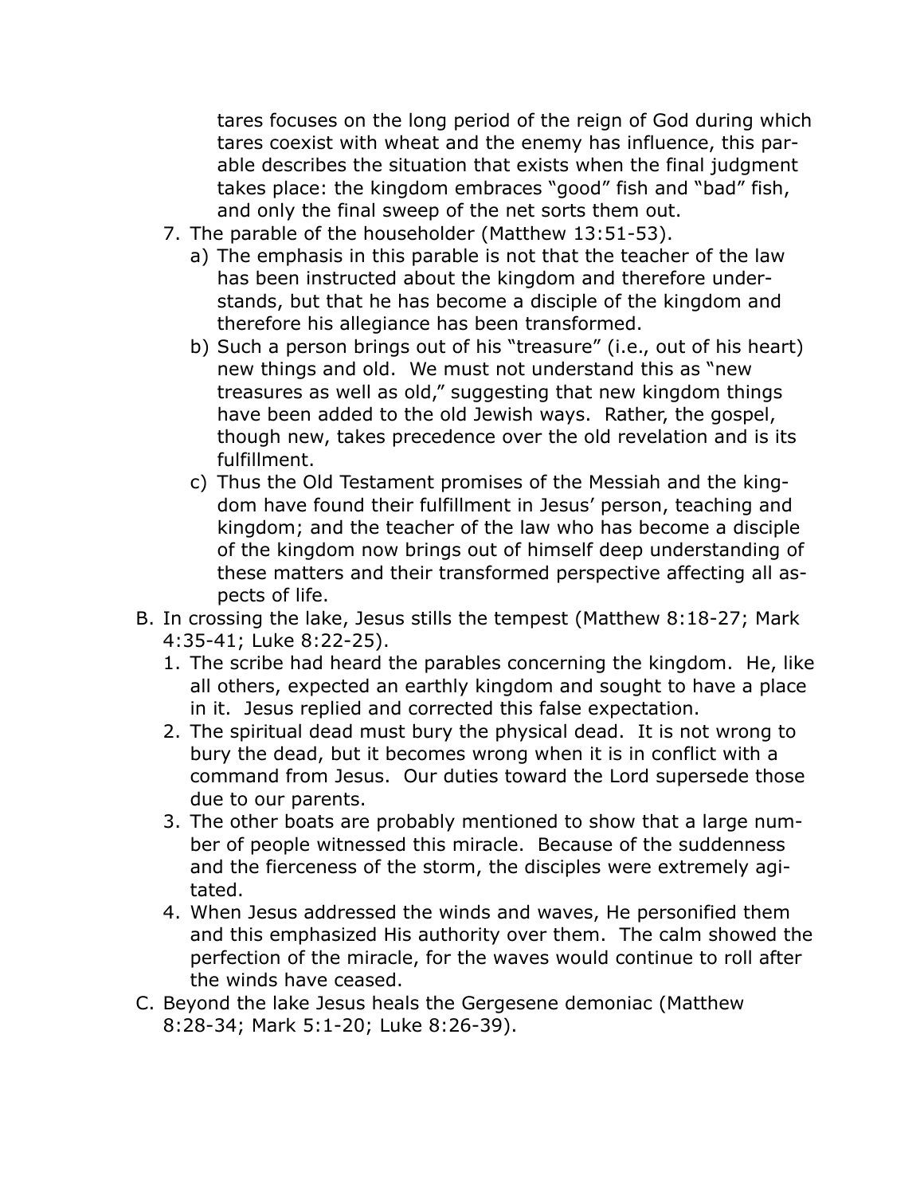tares focuses on the long period of the reign of God during which tares coexist with wheat and the enemy has influence, this parable describes the situation that exists when the final judgment takes place: the kingdom embraces "good" fish and "bad" fish, and only the final sweep of the net sorts them out.

7. The parable of the householder (Matthew 13:51-53).
   a) The emphasis in this parable is not that the teacher of the law has been instructed about the kingdom and therefore understands, but that he has become a disciple of the kingdom and therefore his allegiance has been transformed.
   b) Such a person brings out of his "treasure" (i.e., out of his heart) new things and old. We must not understand this as "new treasures as well as old," suggesting that new kingdom things have been added to the old Jewish ways. Rather, the gospel, though new, takes precedence over the old revelation and is its fulfillment.
   c) Thus the Old Testament promises of the Messiah and the kingdom have found their fulfillment in Jesus' person, teaching and kingdom; and the teacher of the law who has become a disciple of the kingdom now brings out of himself deep understanding of these matters and their transformed perspective affecting all aspects of life.

B. In crossing the lake, Jesus stills the tempest (Matthew 8:18-27; Mark 4:35-41; Luke 8:22-25).
   1. The scribe had heard the parables concerning the kingdom. He, like all others, expected an earthly kingdom and sought to have a place in it. Jesus replied and corrected this false expectation.
   2. The spiritual dead must bury the physical dead. It is not wrong to bury the dead, but it becomes wrong when it is in conflict with a command from Jesus. Our duties toward the Lord supersede those due to our parents.
   3. The other boats are probably mentioned to show that a large number of people witnessed this miracle. Because of the suddenness and the fierceness of the storm, the disciples were extremely agitated.
   4. When Jesus addressed the winds and waves, He personified them and this emphasized His authority over them. The calm showed the perfection of the miracle, for the waves would continue to roll after the winds have ceased.

C. Beyond the lake Jesus heals the Gergesene demoniac (Matthew 8:28-34; Mark 5:1-20; Luke 8:26-39).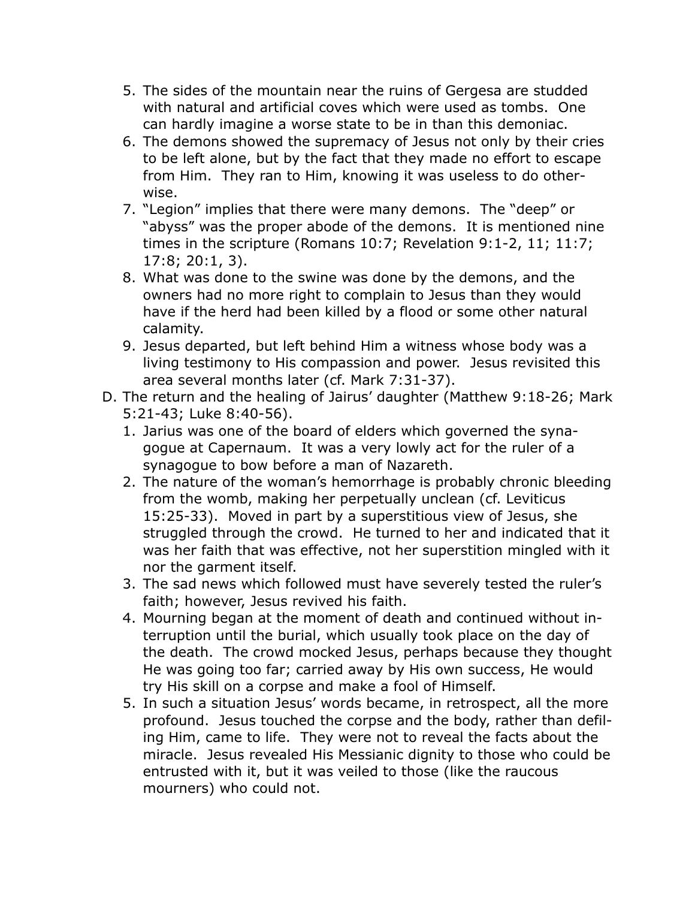5. The sides of the mountain near the ruins of Gergesa are studded with natural and artificial coves which were used as tombs. One can hardly imagine a worse state to be in than this demoniac.
6. The demons showed the supremacy of Jesus not only by their cries to be left alone, but by the fact that they made no effort to escape from Him. They ran to Him, knowing it was useless to do otherwise.
7. "Legion" implies that there were many demons. The "deep" or "abyss" was the proper abode of the demons. It is mentioned nine times in the scripture (Romans 10:7; Revelation 9:1-2, 11; 11:7; 17:8; 20:1, 3).
8. What was done to the swine was done by the demons, and the owners had no more right to complain to Jesus than they would have if the herd had been killed by a flood or some other natural calamity.
9. Jesus departed, but left behind Him a witness whose body was a living testimony to His compassion and power. Jesus revisited this area several months later (cf. Mark 7:31-37).

D. The return and the healing of Jairus' daughter (Matthew 9:18-26; Mark 5:21-43; Luke 8:40-56).
   1. Jarius was one of the board of elders which governed the synagogue at Capernaum. It was a very lowly act for the ruler of a synagogue to bow before a man of Nazareth.
   2. The nature of the woman's hemorrhage is probably chronic bleeding from the womb, making her perpetually unclean (cf. Leviticus 15:25-33). Moved in part by a superstitious view of Jesus, she struggled through the crowd. He turned to her and indicated that it was her faith that was effective, not her superstition mingled with it nor the garment itself.
   3. The sad news which followed must have severely tested the ruler's faith; however, Jesus revived his faith.
   4. Mourning began at the moment of death and continued without interruption until the burial, which usually took place on the day of the death. The crowd mocked Jesus, perhaps because they thought He was going too far; carried away by His own success, He would try His skill on a corpse and make a fool of Himself.
   5. In such a situation Jesus' words became, in retrospect, all the more profound. Jesus touched the corpse and the body, rather than defiling Him, came to life. They were not to reveal the facts about the miracle. Jesus revealed His Messianic dignity to those who could be entrusted with it, but it was veiled to those (like the raucous mourners) who could not.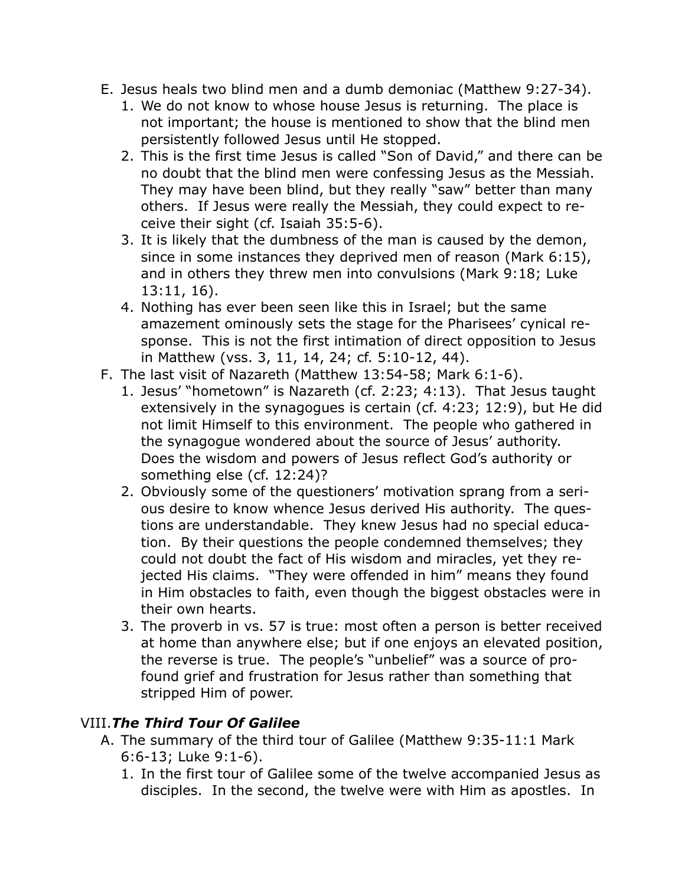E. Jesus heals two blind men and a dumb demoniac (Matthew 9:27-34).
   1. We do not know to whose house Jesus is returning. The place is not important; the house is mentioned to show that the blind men persistently followed Jesus until He stopped.
   2. This is the first time Jesus is called "Son of David," and there can be no doubt that the blind men were confessing Jesus as the Messiah. They may have been blind, but they really "saw" better than many others. If Jesus were really the Messiah, they could expect to receive their sight (cf. Isaiah 35:5-6).
   3. It is likely that the dumbness of the man is caused by the demon, since in some instances they deprived men of reason (Mark 6:15), and in others they threw men into convulsions (Mark 9:18; Luke 13:11, 16).
   4. Nothing has ever been seen like this in Israel; but the same amazement ominously sets the stage for the Pharisees' cynical response. This is not the first intimation of direct opposition to Jesus in Matthew (vss. 3, 11, 14, 24; cf. 5:10-12, 44).

F. The last visit of Nazareth (Matthew 13:54-58; Mark 6:1-6).
   1. Jesus' "hometown" is Nazareth (cf. 2:23; 4:13). That Jesus taught extensively in the synagogues is certain (cf. 4:23; 12:9), but He did not limit Himself to this environment. The people who gathered in the synagogue wondered about the source of Jesus' authority. Does the wisdom and powers of Jesus reflect God's authority or something else (cf. 12:24)?
   2. Obviously some of the questioners' motivation sprang from a serious desire to know whence Jesus derived His authority. The questions are understandable. They knew Jesus had no special education. By their questions the people condemned themselves; they could not doubt the fact of His wisdom and miracles, yet they rejected His claims. "They were offended in him" means they found in Him obstacles to faith, even though the biggest obstacles were in their own hearts.
   3. The proverb in vs. 57 is true: most often a person is better received at home than anywhere else; but if one enjoys an elevated position, the reverse is true. The people's "unbelief" was a source of profound grief and frustration for Jesus rather than something that stripped Him of power.

## VIII. *The Third Tour Of Galilee*

A. The summary of the third tour of Galilee (Matthew 9:35-11:1 Mark 6:6-13; Luke 9:1-6).
   1. In the first tour of Galilee some of the twelve accompanied Jesus as disciples. In the second, the twelve were with Him as apostles. In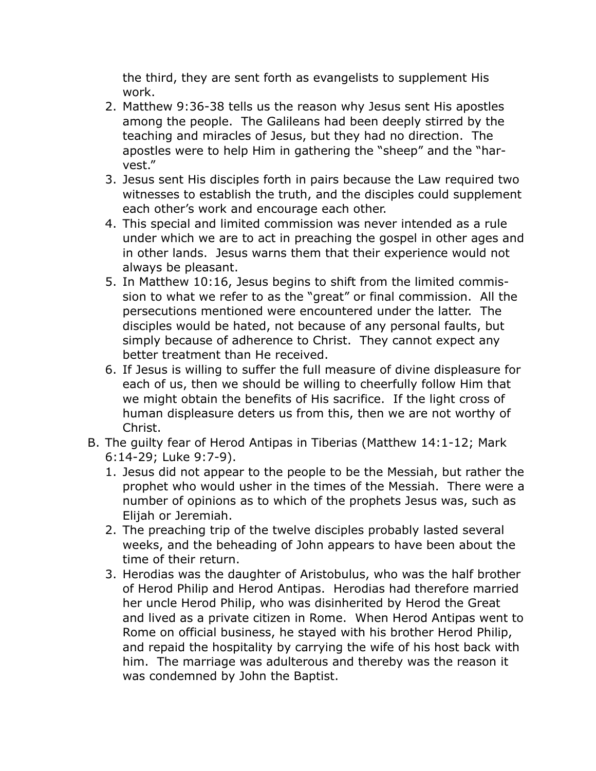the third, they are sent forth as evangelists to supplement His work.

2. Matthew 9:36-38 tells us the reason why Jesus sent His apostles among the people. The Galileans had been deeply stirred by the teaching and miracles of Jesus, but they had no direction. The apostles were to help Him in gathering the "sheep" and the "harvest."
3. Jesus sent His disciples forth in pairs because the Law required two witnesses to establish the truth, and the disciples could supplement each other's work and encourage each other.
4. This special and limited commission was never intended as a rule under which we are to act in preaching the gospel in other ages and in other lands. Jesus warns them that their experience would not always be pleasant.
5. In Matthew 10:16, Jesus begins to shift from the limited commission to what we refer to as the "great" or final commission. All the persecutions mentioned were encountered under the latter. The disciples would be hated, not because of any personal faults, but simply because of adherence to Christ. They cannot expect any better treatment than He received.
6. If Jesus is willing to suffer the full measure of divine displeasure for each of us, then we should be willing to cheerfully follow Him that we might obtain the benefits of His sacrifice. If the light cross of human displeasure deters us from this, then we are not worthy of Christ.

B. The guilty fear of Herod Antipas in Tiberias (Matthew 14:1-12; Mark 6:14-29; Luke 9:7-9).

1. Jesus did not appear to the people to be the Messiah, but rather the prophet who would usher in the times of the Messiah. There were a number of opinions as to which of the prophets Jesus was, such as Elijah or Jeremiah.
2. The preaching trip of the twelve disciples probably lasted several weeks, and the beheading of John appears to have been about the time of their return.
3. Herodias was the daughter of Aristobulus, who was the half brother of Herod Philip and Herod Antipas. Herodias had therefore married her uncle Herod Philip, who was disinherited by Herod the Great and lived as a private citizen in Rome. When Herod Antipas went to Rome on official business, he stayed with his brother Herod Philip, and repaid the hospitality by carrying the wife of his host back with him. The marriage was adulterous and thereby was the reason it was condemned by John the Baptist.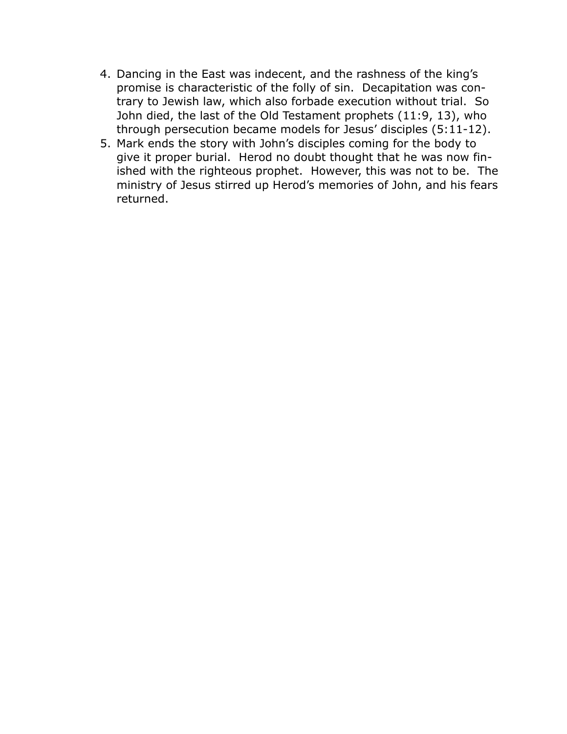4. Dancing in the East was indecent, and the rashness of the king's promise is characteristic of the folly of sin. Decapitation was contrary to Jewish law, which also forbade execution without trial. So John died, the last of the Old Testament prophets (11:9, 13), who through persecution became models for Jesus' disciples (5:11-12).
5. Mark ends the story with John's disciples coming for the body to give it proper burial. Herod no doubt thought that he was now finished with the righteous prophet. However, this was not to be. The ministry of Jesus stirred up Herod's memories of John, and his fears returned.